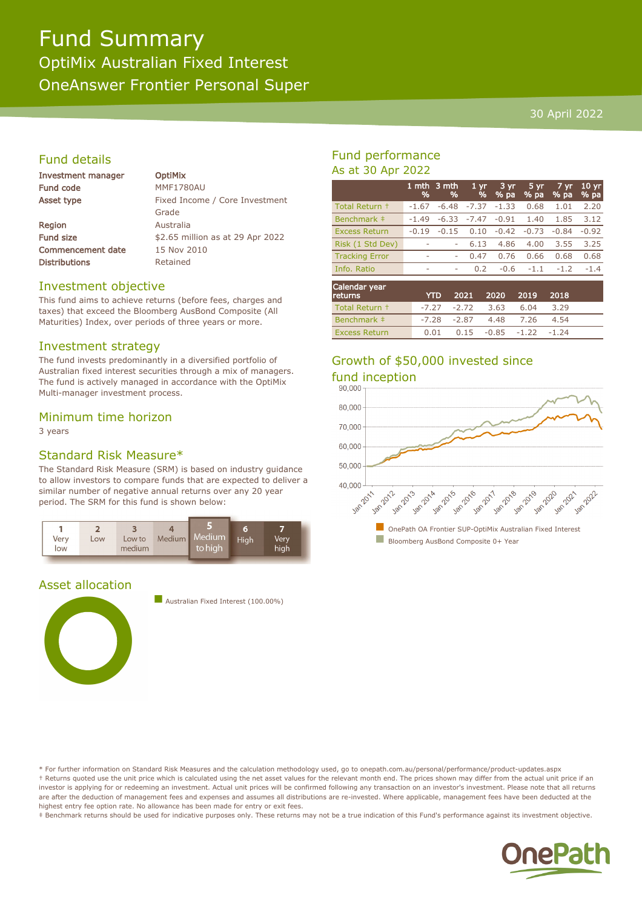# Fund Summary

## OptiMix Australian Fixed Interest

## OneAnswer Frontier Personal Super

30 April 2022

## Fund details

| | |
|---|---|
| **Investment manager** | **OptiMix** |
| **Fund code** | MMF1780AU |
| **Asset type** | Fixed Income / Core Investment Grade |
| **Region** | Australia |
| **Fund size** | $2.65 million as at 29 Apr 2022 |
| **Commencement date** | 15 Nov 2010 |
| **Distributions** | Retained |

## Investment objective

This fund aims to achieve returns (before fees, charges and taxes) that exceed the Bloomberg AusBond Composite (All Maturities) Index, over periods of three years or more.

## Investment strategy

The fund invests predominantly in a diversified portfolio of Australian fixed interest securities through a mix of managers. The fund is actively managed in accordance with the OptiMix Multi-manager investment process.

## Minimum time horizon

3 years

## Standard Risk Measure*

The Standard Risk Measure (SRM) is based on industry guidance to allow investors to compare funds that are expected to deliver a similar number of negative annual returns over any 20 year period. The SRM for this fund is shown below:

| 1 | 2 | 3 | 4 | **5** | 6 | 7 |
|---|---|---|---|---|---|---|
| Very low | Low | Low to medium | Medium | **Medium to high** | High | Very high |

## Asset allocation

Australian Fixed Interest (100.00%)

## Fund performance

### As at 30 Apr 2022

| | 1 mth % | 3 mth % | 1 yr % | 3 yr % pa | 5 yr % pa | 7 yr % pa | 10 yr % pa |
|---|---|---|---|---|---|---|---|
| Total Return † | -1.67 | -6.48 | -7.37 | -1.33 | 0.68 | 1.01 | 2.20 |
| Benchmark ‡ | -1.49 | -6.33 | -7.47 | -0.91 | 1.40 | 1.85 | 3.12 |
| Excess Return | -0.19 | -0.15 | 0.10 | -0.42 | -0.73 | -0.84 | -0.92 |
| Risk (1 Std Dev) | - | - | 6.13 | 4.86 | 4.00 | 3.55 | 3.25 |
| Tracking Error | - | - | 0.47 | 0.76 | 0.66 | 0.68 | 0.68 |
| Info. Ratio | - | - | 0.2 | -0.6 | -1.1 | -1.2 | -1.4 |

| Calendar year returns | YTD | 2021 | 2020 | 2019 | 2018 |
|---|---|---|---|---|---|
| Total Return † | -7.27 | -2.72 | 3.63 | 6.04 | 3.29 |
| Benchmark ‡ | -7.28 | -2.87 | 4.48 | 7.26 | 4.54 |
| Excess Return | 0.01 | 0.15 | -0.85 | -1.22 | -1.24 |

## Growth of $50,000 invested since fund inception

90,000
80,000
70,000
60,000
50,000
40,000

Jan 2011 Jan 2012 Jan 2013 Jan 2014 Jan 2015 Jan 2016 Jan 2017 Jan 2018 Jan 2019 Jan 2020 Jan 2021 Jan 2022

OnePath OA Frontier SUP-OptiMix Australian Fixed Interest
Bloomberg AusBond Composite 0+ Year

\* For further information on Standard Risk Measures and the calculation methodology used, go to onepath.com.au/personal/performance/product-updates.aspx

† Returns quoted use the unit price which is calculated using the net asset values for the relevant month end. The prices shown may differ from the actual unit price if an investor is applying for or redeeming an investment. Actual unit prices will be confirmed following any transaction on an investor's investment. Please note that all returns are after the deduction of management fees and expenses and assumes all distributions are re-invested. Where applicable, management fees have been deducted at the highest entry fee option rate. No allowance has been made for entry or exit fees.

‡ Benchmark returns should be used for indicative purposes only. These returns may not be a true indication of this Fund's performance against its investment objective.

OnePath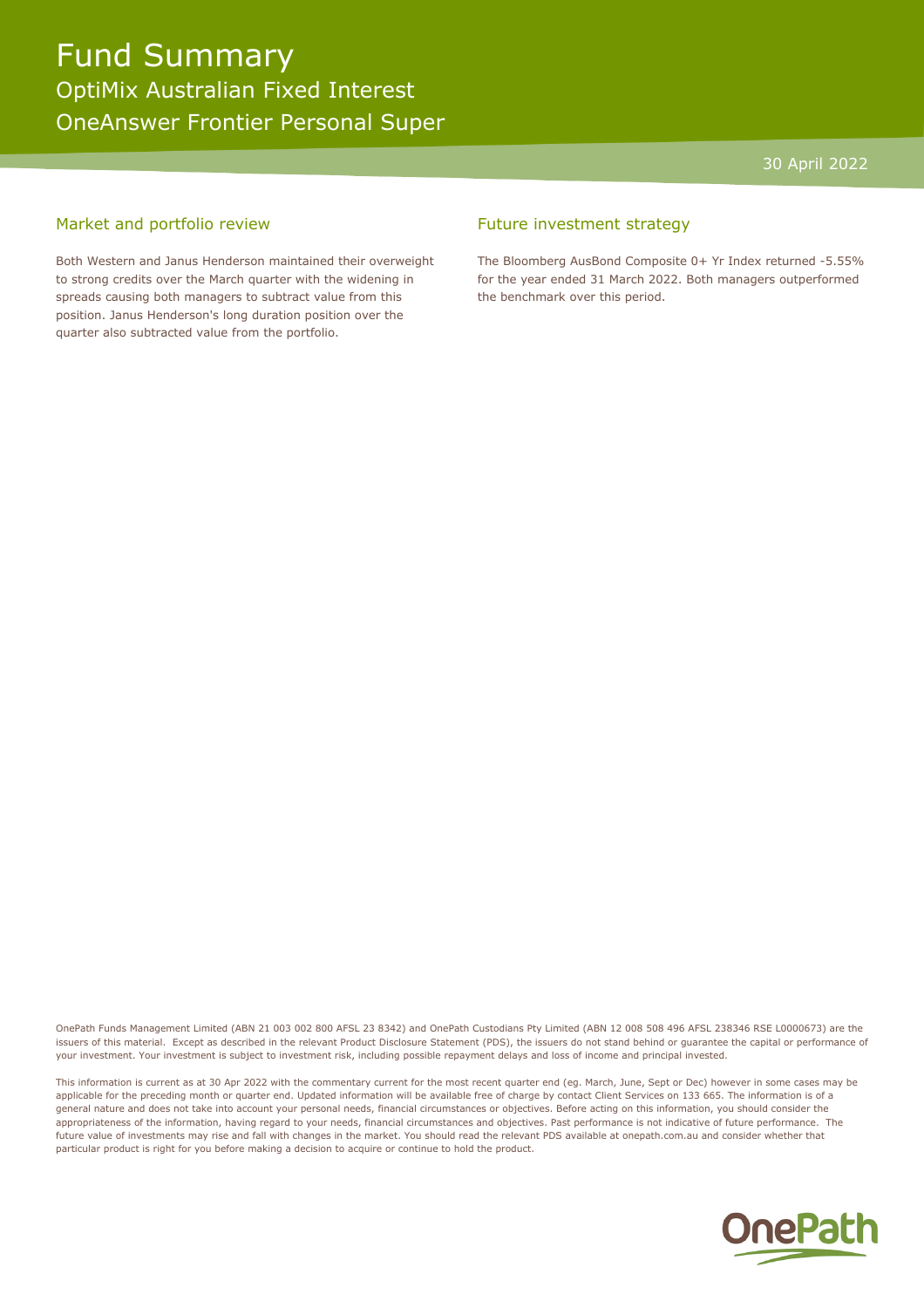# Fund Summary

## OptiMix Australian Fixed Interest

## OneAnswer Frontier Personal Super

30 April 2022

### Market and portfolio review

Both Western and Janus Henderson maintained their overweight to strong credits over the March quarter with the widening in spreads causing both managers to subtract value from this position. Janus Henderson's long duration position over the quarter also subtracted value from the portfolio.

### Future investment strategy

The Bloomberg AusBond Composite 0+ Yr Index returned -5.55% for the year ended 31 March 2022. Both managers outperformed the benchmark over this period.

OnePath Funds Management Limited (ABN 21 003 002 800 AFSL 23 8342) and OnePath Custodians Pty Limited (ABN 12 008 508 496 AFSL 238346 RSE L0000673) are the issuers of this material. Except as described in the relevant Product Disclosure Statement (PDS), the issuers do not stand behind or guarantee the capital or performance of your investment. Your investment is subject to investment risk, including possible repayment delays and loss of income and principal invested.

This information is current as at 30 Apr 2022 with the commentary current for the most recent quarter end (eg. March, June, Sept or Dec) however in some cases may be applicable for the preceding month or quarter end. Updated information will be available free of charge by contact Client Services on 133 665. The information is of a general nature and does not take into account your personal needs, financial circumstances or objectives. Before acting on this information, you should consider the appropriateness of the information, having regard to your needs, financial circumstances and objectives. Past performance is not indicative of future performance. The future value of investments may rise and fall with changes in the market. You should read the relevant PDS available at onepath.com.au and consider whether that particular product is right for you before making a decision to acquire or continue to hold the product.

OnePath